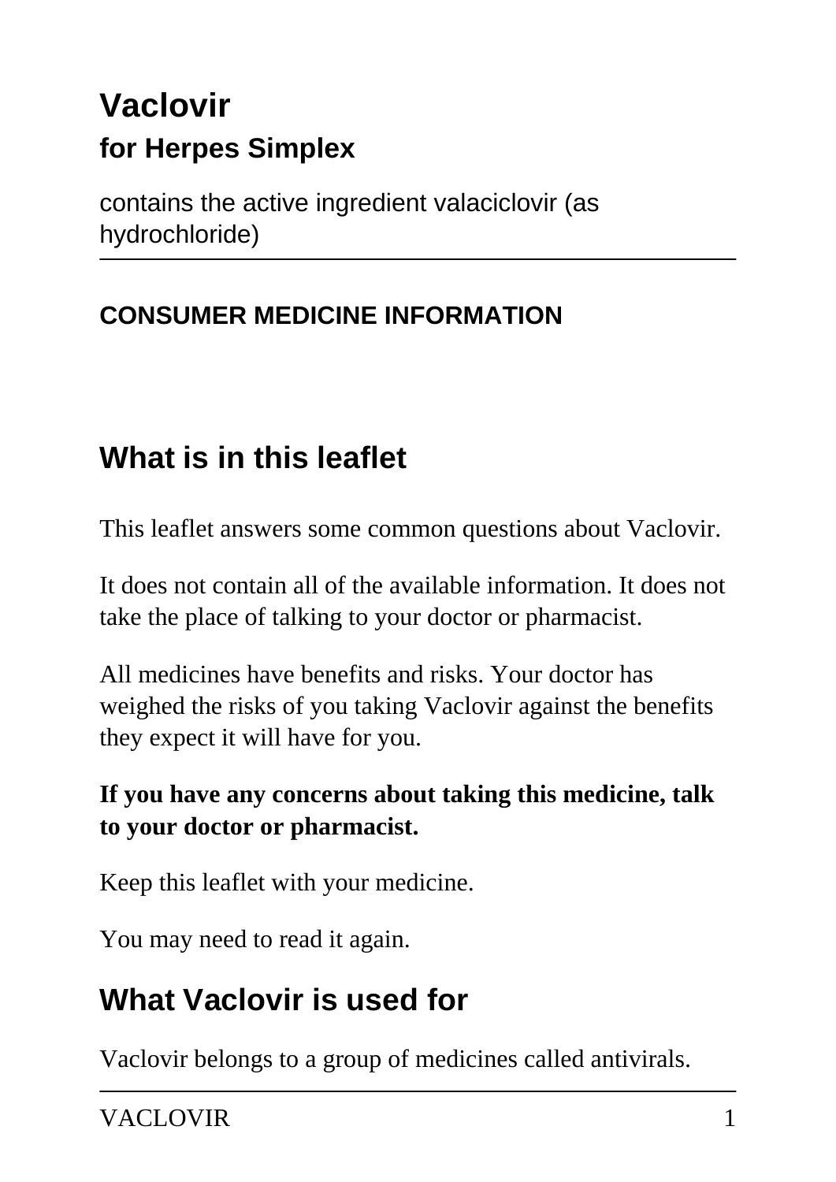# Vaclovir

## for Herpes Simplex

contains the active ingredient valaciclovir (as hydrochloride)

**CONSUMER MEDICINE INFORMATION**

## What is in this leaflet

This leaflet answers some common questions about Vaclovir.

It does not contain all of the available information. It does not take the place of talking to your doctor or pharmacist.

All medicines have benefits and risks. Your doctor has weighed the risks of you taking Vaclovir against the benefits they expect it will have for you.

**If you have any concerns about taking this medicine, talk to your doctor or pharmacist.**

Keep this leaflet with your medicine.

You may need to read it again.

## What Vaclovir is used for

Vaclovir belongs to a group of medicines called antivirals.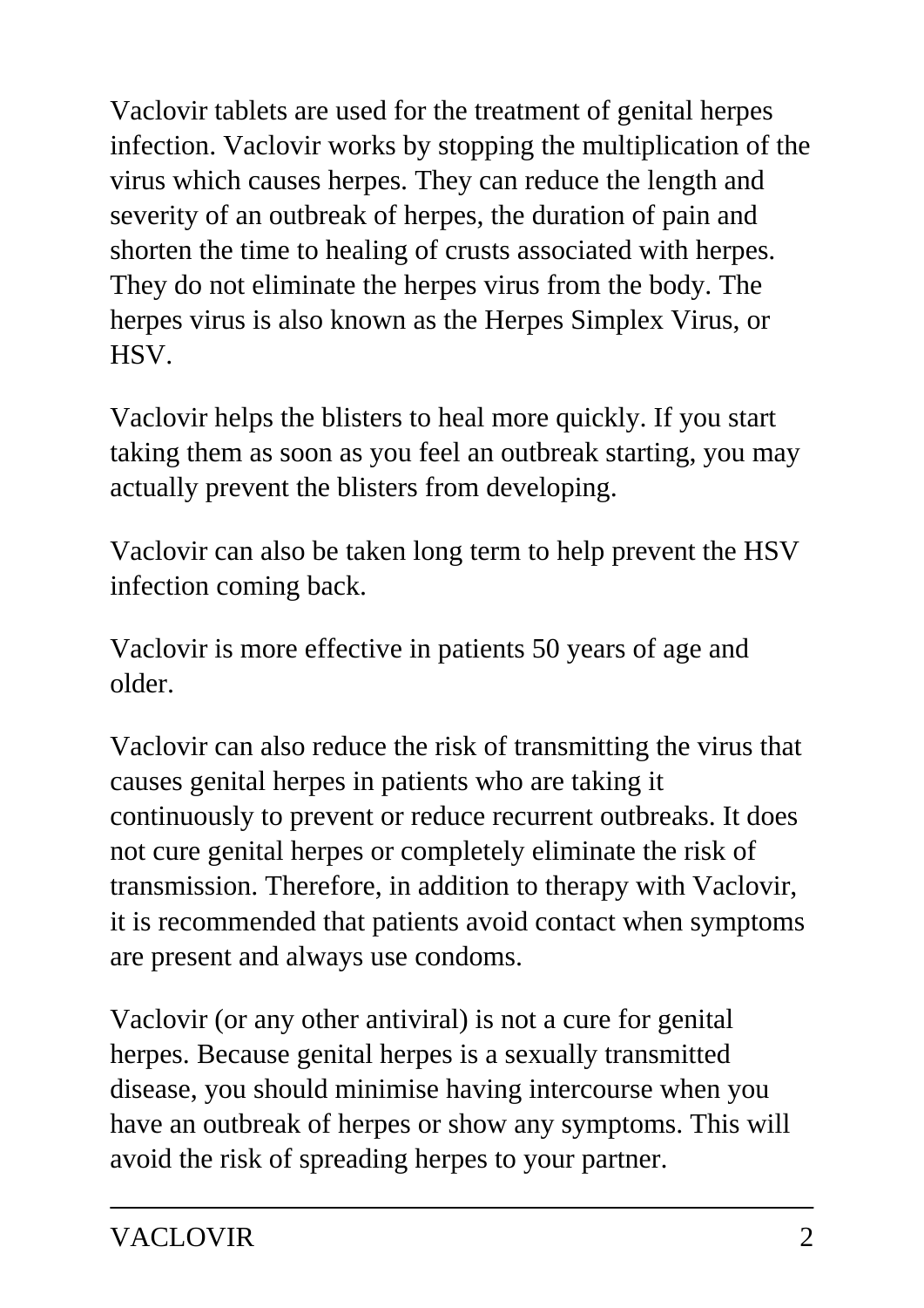Vaclovir tablets are used for the treatment of genital herpes infection. Vaclovir works by stopping the multiplication of the virus which causes herpes. They can reduce the length and severity of an outbreak of herpes, the duration of pain and shorten the time to healing of crusts associated with herpes. They do not eliminate the herpes virus from the body. The herpes virus is also known as the Herpes Simplex Virus, or HSV.

Vaclovir helps the blisters to heal more quickly. If you start taking them as soon as you feel an outbreak starting, you may actually prevent the blisters from developing.

Vaclovir can also be taken long term to help prevent the HSV infection coming back.

Vaclovir is more effective in patients 50 years of age and older.

Vaclovir can also reduce the risk of transmitting the virus that causes genital herpes in patients who are taking it continuously to prevent or reduce recurrent outbreaks. It does not cure genital herpes or completely eliminate the risk of transmission. Therefore, in addition to therapy with Vaclovir, it is recommended that patients avoid contact when symptoms are present and always use condoms.

Vaclovir (or any other antiviral) is not a cure for genital herpes. Because genital herpes is a sexually transmitted disease, you should minimise having intercourse when you have an outbreak of herpes or show any symptoms. This will avoid the risk of spreading herpes to your partner.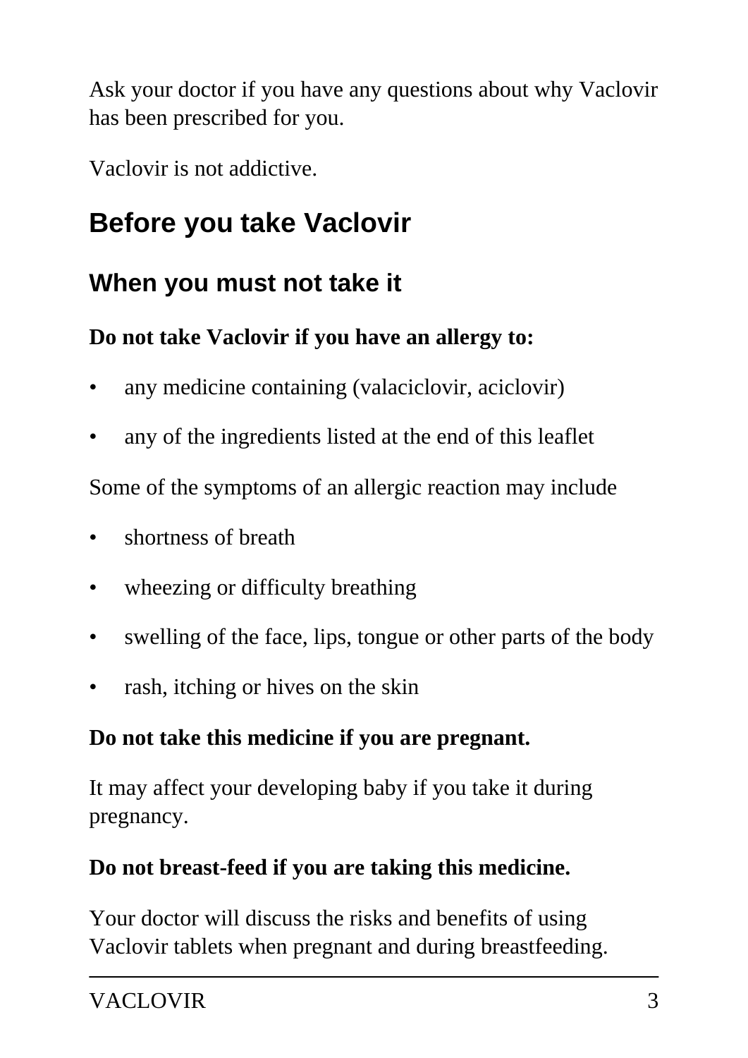Ask your doctor if you have any questions about why Vaclovir has been prescribed for you.

Vaclovir is not addictive.

## Before you take Vaclovir

### When you must not take it

**Do not take Vaclovir if you have an allergy to:**

- any medicine containing (valaciclovir, aciclovir)
- any of the ingredients listed at the end of this leaflet

Some of the symptoms of an allergic reaction may include

- shortness of breath
- wheezing or difficulty breathing
- swelling of the face, lips, tongue or other parts of the body
- rash, itching or hives on the skin

**Do not take this medicine if you are pregnant.**

It may affect your developing baby if you take it during pregnancy.

**Do not breast-feed if you are taking this medicine.**

Your doctor will discuss the risks and benefits of using Vaclovir tablets when pregnant and during breastfeeding.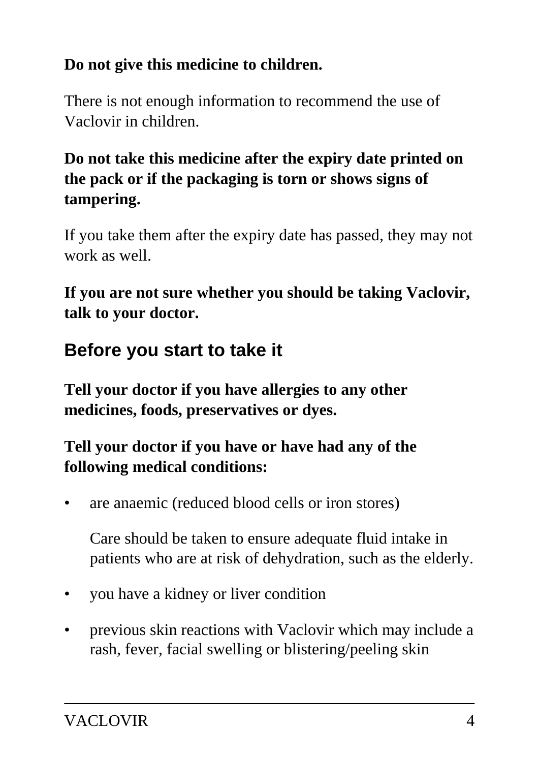**Do not give this medicine to children.**

There is not enough information to recommend the use of Vaclovir in children.

**Do not take this medicine after the expiry date printed on the pack or if the packaging is torn or shows signs of tampering.**

If you take them after the expiry date has passed, they may not work as well.

**If you are not sure whether you should be taking Vaclovir, talk to your doctor.**

## Before you start to take it

**Tell your doctor if you have allergies to any other medicines, foods, preservatives or dyes.**

**Tell your doctor if you have or have had any of the following medical conditions:**

- are anaemic (reduced blood cells or iron stores)

  Care should be taken to ensure adequate fluid intake in patients who are at risk of dehydration, such as the elderly.

- you have a kidney or liver condition
- previous skin reactions with Vaclovir which may include a rash, fever, facial swelling or blistering/peeling skin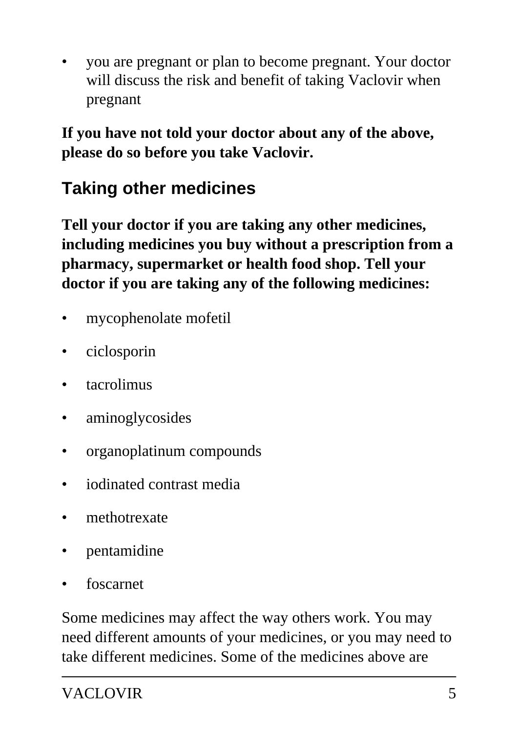- you are pregnant or plan to become pregnant. Your doctor will discuss the risk and benefit of taking Vaclovir when pregnant

**If you have not told your doctor about any of the above, please do so before you take Vaclovir.**

## Taking other medicines

**Tell your doctor if you are taking any other medicines, including medicines you buy without a prescription from a pharmacy, supermarket or health food shop. Tell your doctor if you are taking any of the following medicines:**

- mycophenolate mofetil
- ciclosporin
- tacrolimus
- aminoglycosides
- organoplatinum compounds
- iodinated contrast media
- methotrexate
- pentamidine
- foscarnet

Some medicines may affect the way others work. You may need different amounts of your medicines, or you may need to take different medicines. Some of the medicines above are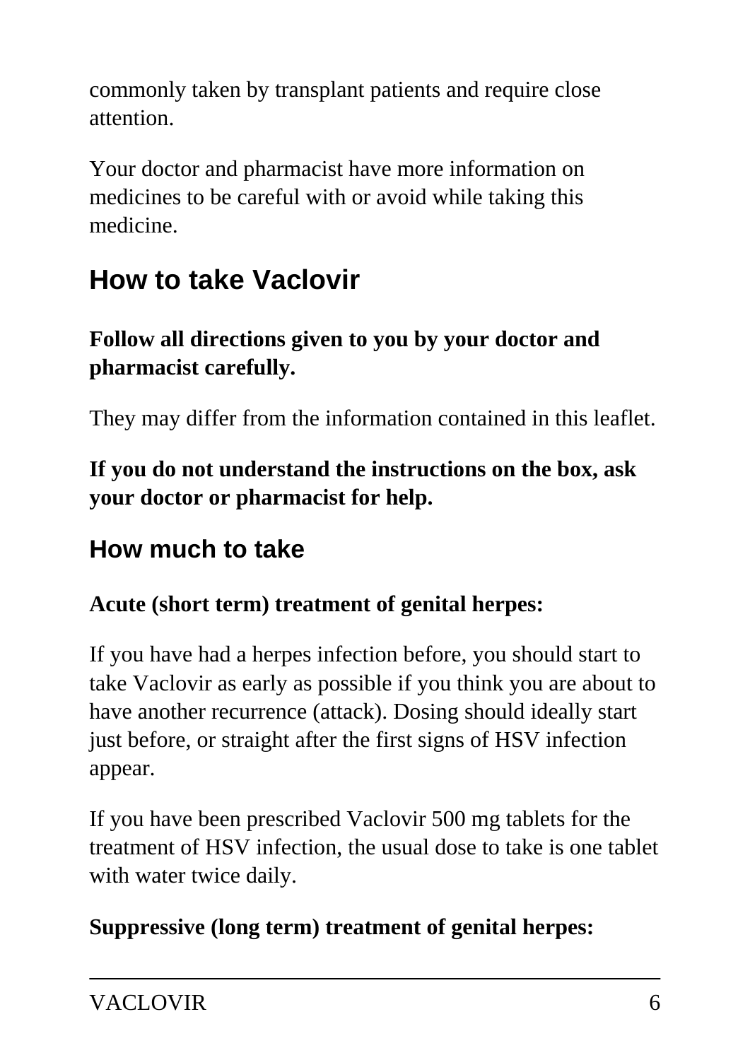commonly taken by transplant patients and require close attention.

Your doctor and pharmacist have more information on medicines to be careful with or avoid while taking this medicine.

## How to take Vaclovir

**Follow all directions given to you by your doctor and pharmacist carefully.**

They may differ from the information contained in this leaflet.

**If you do not understand the instructions on the box, ask your doctor or pharmacist for help.**

### How much to take

**Acute (short term) treatment of genital herpes:**

If you have had a herpes infection before, you should start to take Vaclovir as early as possible if you think you are about to have another recurrence (attack). Dosing should ideally start just before, or straight after the first signs of HSV infection appear.

If you have been prescribed Vaclovir 500 mg tablets for the treatment of HSV infection, the usual dose to take is one tablet with water twice daily.

**Suppressive (long term) treatment of genital herpes:**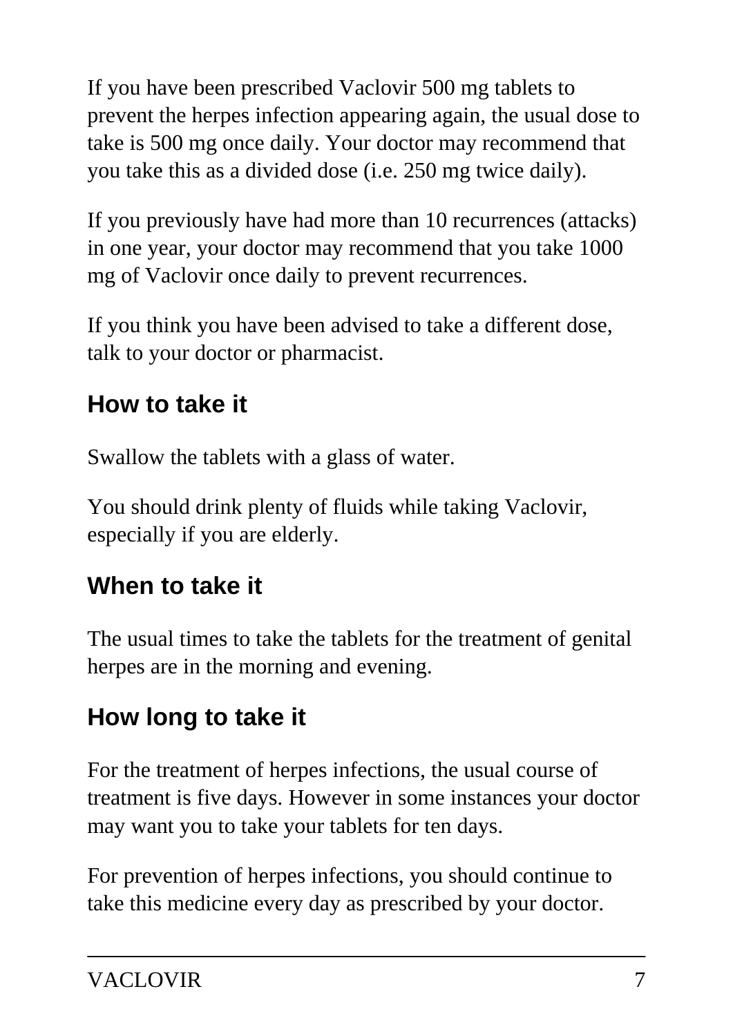If you have been prescribed Vaclovir 500 mg tablets to prevent the herpes infection appearing again, the usual dose to take is 500 mg once daily. Your doctor may recommend that you take this as a divided dose (i.e. 250 mg twice daily).

If you previously have had more than 10 recurrences (attacks) in one year, your doctor may recommend that you take 1000 mg of Vaclovir once daily to prevent recurrences.

If you think you have been advised to take a different dose, talk to your doctor or pharmacist.

## How to take it

Swallow the tablets with a glass of water.

You should drink plenty of fluids while taking Vaclovir, especially if you are elderly.

## When to take it

The usual times to take the tablets for the treatment of genital herpes are in the morning and evening.

## How long to take it

For the treatment of herpes infections, the usual course of treatment is five days. However in some instances your doctor may want you to take your tablets for ten days.

For prevention of herpes infections, you should continue to take this medicine every day as prescribed by your doctor.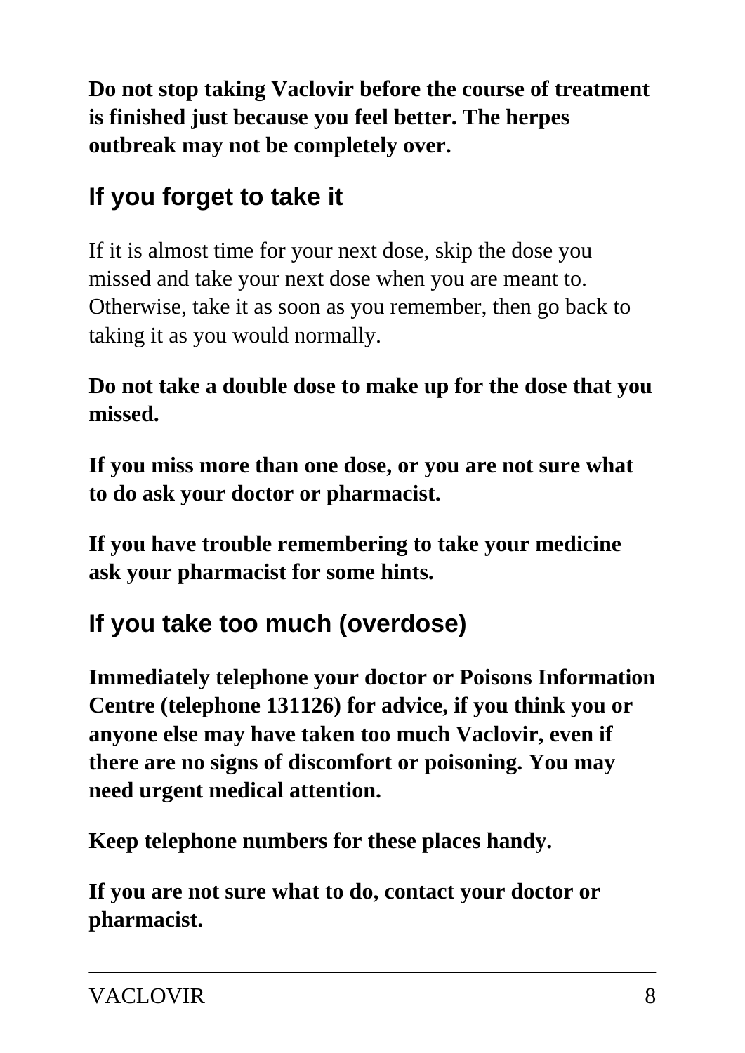**Do not stop taking Vaclovir before the course of treatment is finished just because you feel better. The herpes outbreak may not be completely over.**

## If you forget to take it

If it is almost time for your next dose, skip the dose you missed and take your next dose when you are meant to. Otherwise, take it as soon as you remember, then go back to taking it as you would normally.

**Do not take a double dose to make up for the dose that you missed.**

**If you miss more than one dose, or you are not sure what to do ask your doctor or pharmacist.**

**If you have trouble remembering to take your medicine ask your pharmacist for some hints.**

## If you take too much (overdose)

**Immediately telephone your doctor or Poisons Information Centre (telephone 131126) for advice, if you think you or anyone else may have taken too much Vaclovir, even if there are no signs of discomfort or poisoning. You may need urgent medical attention.**

**Keep telephone numbers for these places handy.**

**If you are not sure what to do, contact your doctor or pharmacist.**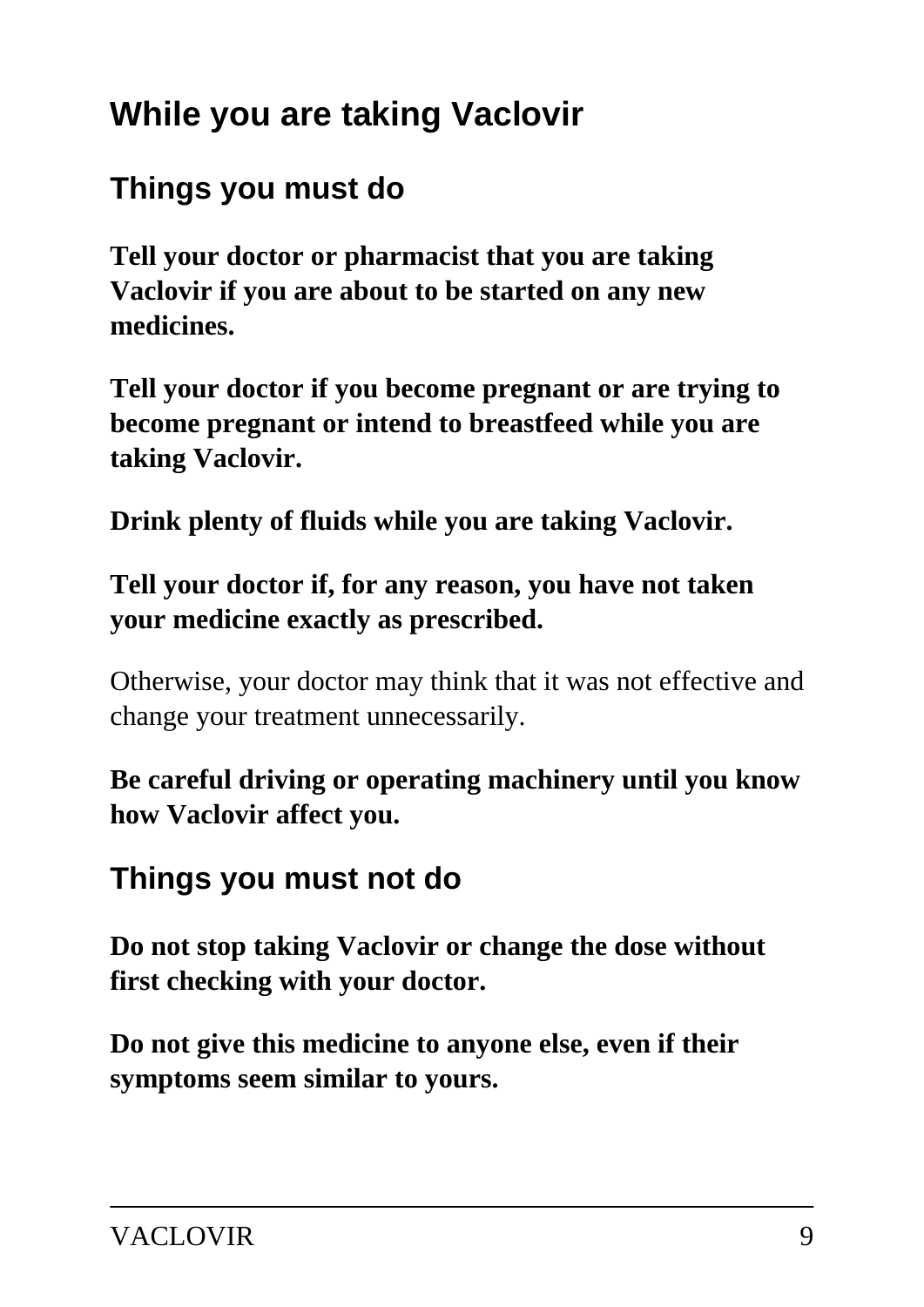## While you are taking Vaclovir

### Things you must do

**Tell your doctor or pharmacist that you are taking Vaclovir if you are about to be started on any new medicines.**

**Tell your doctor if you become pregnant or are trying to become pregnant or intend to breastfeed while you are taking Vaclovir.**

**Drink plenty of fluids while you are taking Vaclovir.**

**Tell your doctor if, for any reason, you have not taken your medicine exactly as prescribed.**

Otherwise, your doctor may think that it was not effective and change your treatment unnecessarily.

**Be careful driving or operating machinery until you know how Vaclovir affect you.**

### Things you must not do

**Do not stop taking Vaclovir or change the dose without first checking with your doctor.**

**Do not give this medicine to anyone else, even if their symptoms seem similar to yours.**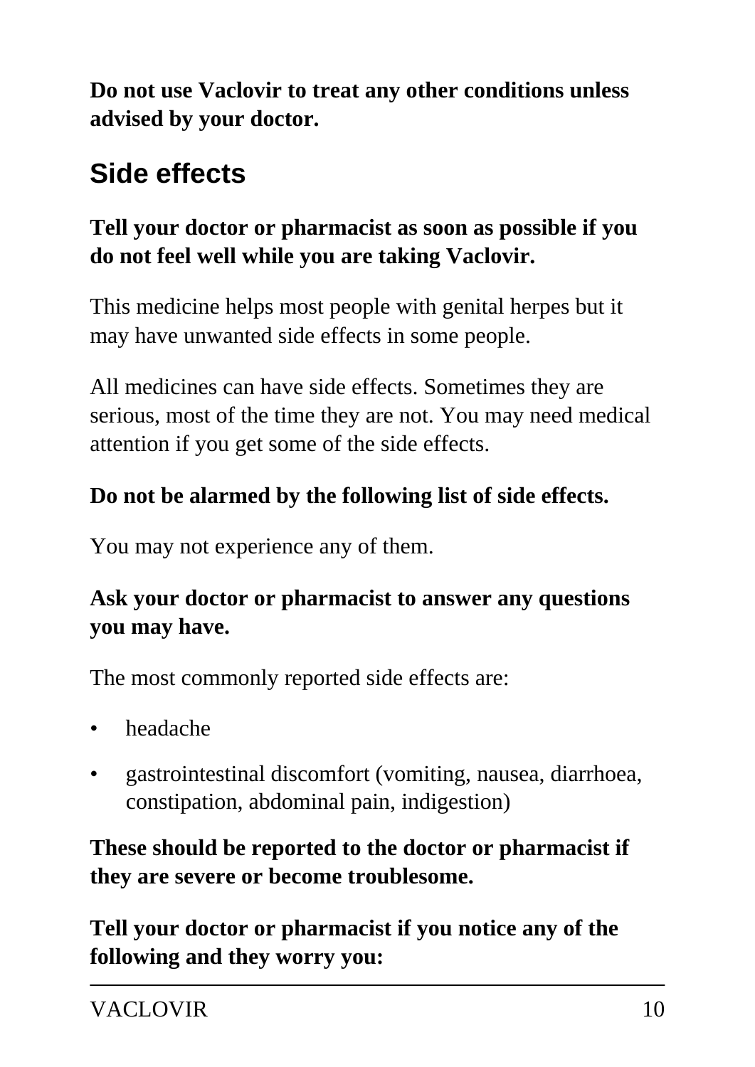**Do not use Vaclovir to treat any other conditions unless advised by your doctor.**

## Side effects

**Tell your doctor or pharmacist as soon as possible if you do not feel well while you are taking Vaclovir.**

This medicine helps most people with genital herpes but it may have unwanted side effects in some people.

All medicines can have side effects. Sometimes they are serious, most of the time they are not. You may need medical attention if you get some of the side effects.

**Do not be alarmed by the following list of side effects.**

You may not experience any of them.

**Ask your doctor or pharmacist to answer any questions you may have.**

The most commonly reported side effects are:

- headache
- gastrointestinal discomfort (vomiting, nausea, diarrhoea, constipation, abdominal pain, indigestion)

**These should be reported to the doctor or pharmacist if they are severe or become troublesome.**

**Tell your doctor or pharmacist if you notice any of the following and they worry you:**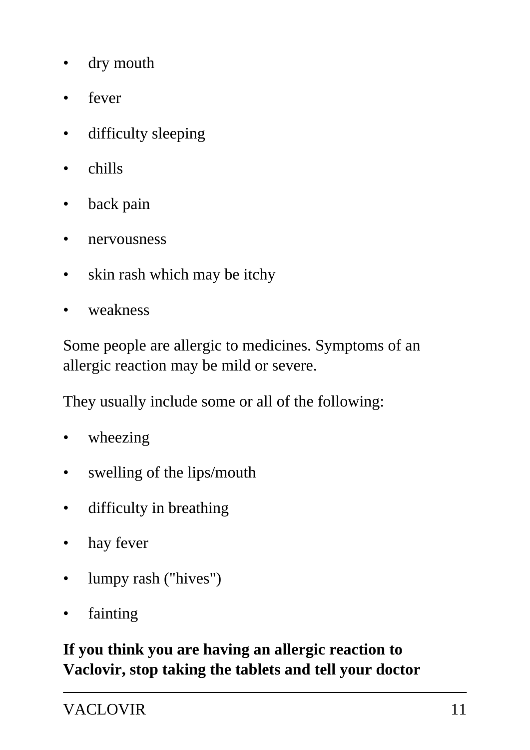- dry mouth
- fever
- difficulty sleeping
- chills
- back pain
- nervousness
- skin rash which may be itchy
- weakness

Some people are allergic to medicines. Symptoms of an allergic reaction may be mild or severe.

They usually include some or all of the following:

- wheezing
- swelling of the lips/mouth
- difficulty in breathing
- hay fever
- lumpy rash ("hives")
- fainting

**If you think you are having an allergic reaction to Vaclovir, stop taking the tablets and tell your doctor**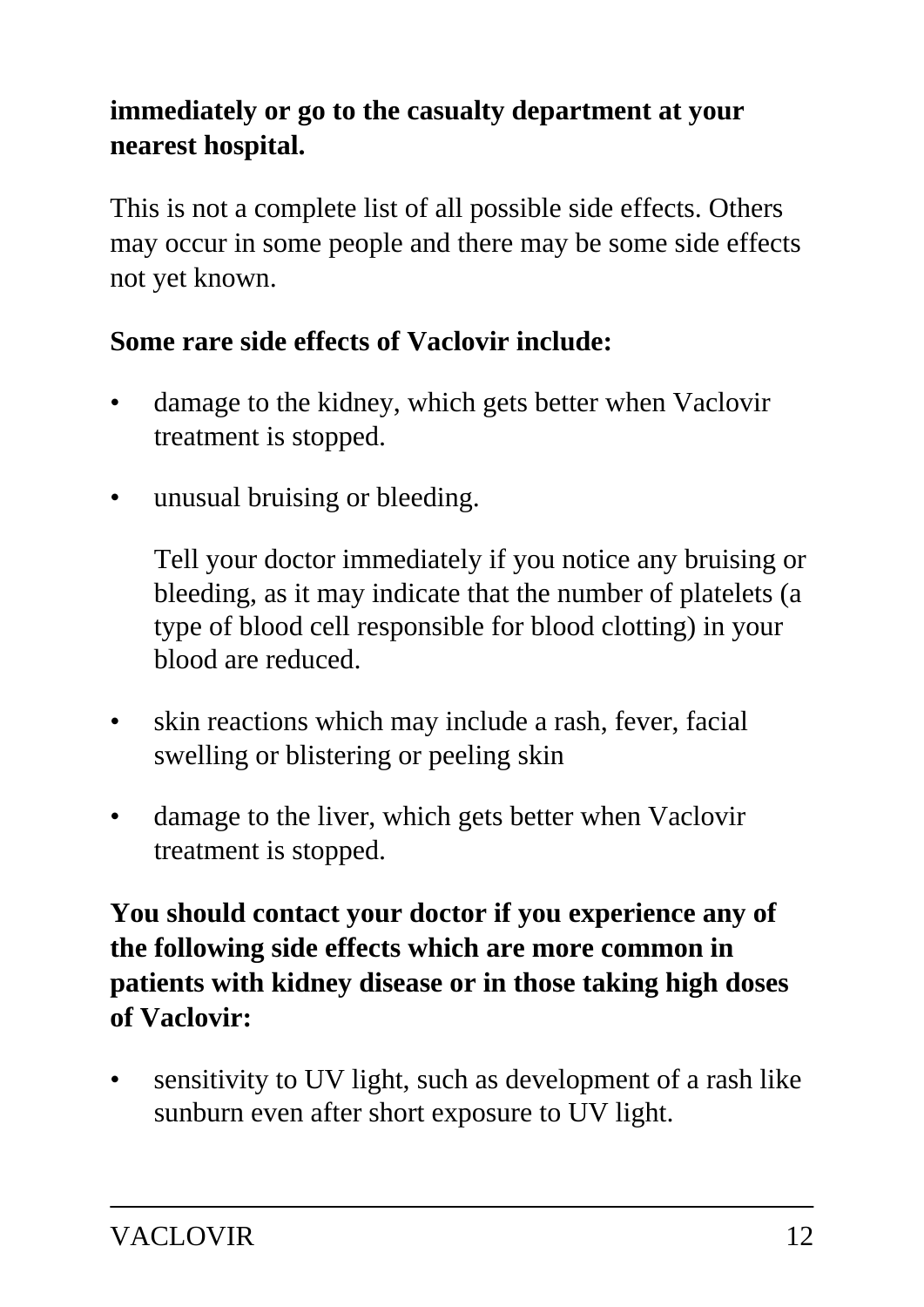**immediately or go to the casualty department at your nearest hospital.**

This is not a complete list of all possible side effects. Others may occur in some people and there may be some side effects not yet known.

**Some rare side effects of Vaclovir include:**

- damage to the kidney, which gets better when Vaclovir treatment is stopped.
- unusual bruising or bleeding.

  Tell your doctor immediately if you notice any bruising or bleeding, as it may indicate that the number of platelets (a type of blood cell responsible for blood clotting) in your blood are reduced.
- skin reactions which may include a rash, fever, facial swelling or blistering or peeling skin
- damage to the liver, which gets better when Vaclovir treatment is stopped.

**You should contact your doctor if you experience any of the following side effects which are more common in patients with kidney disease or in those taking high doses of Vaclovir:**

- sensitivity to UV light, such as development of a rash like sunburn even after short exposure to UV light.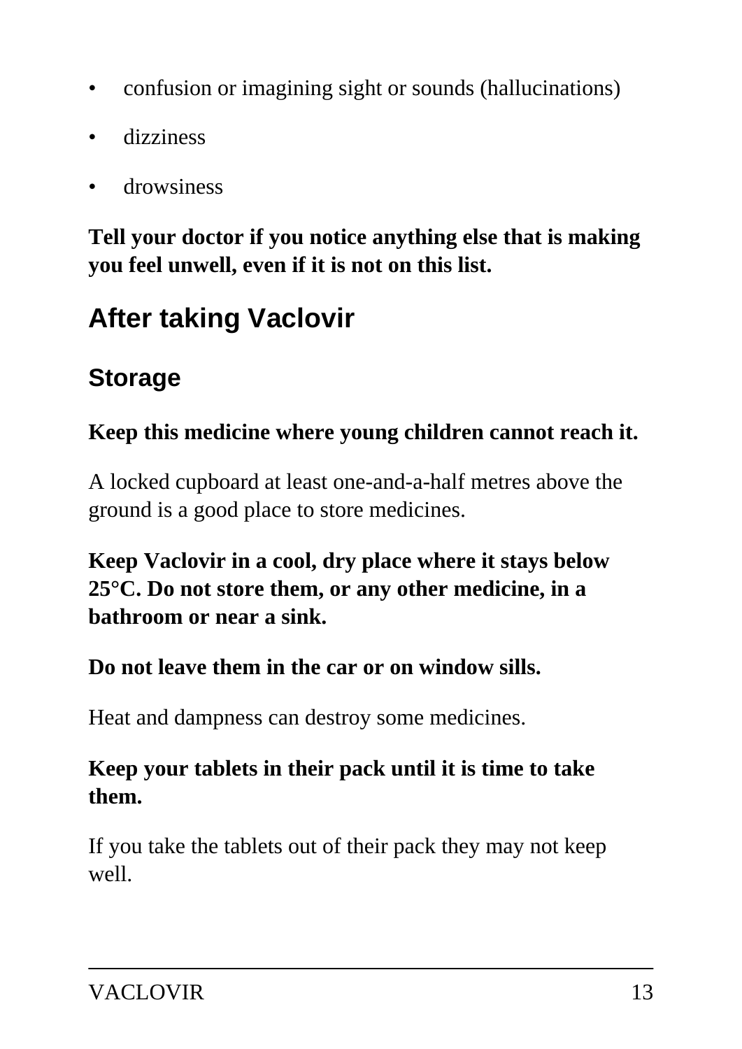- confusion or imagining sight or sounds (hallucinations)
- dizziness
- drowsiness

**Tell your doctor if you notice anything else that is making you feel unwell, even if it is not on this list.**

## After taking Vaclovir

### Storage

**Keep this medicine where young children cannot reach it.**

A locked cupboard at least one-and-a-half metres above the ground is a good place to store medicines.

**Keep Vaclovir in a cool, dry place where it stays below 25°C. Do not store them, or any other medicine, in a bathroom or near a sink.**

**Do not leave them in the car or on window sills.**

Heat and dampness can destroy some medicines.

**Keep your tablets in their pack until it is time to take them.**

If you take the tablets out of their pack they may not keep well.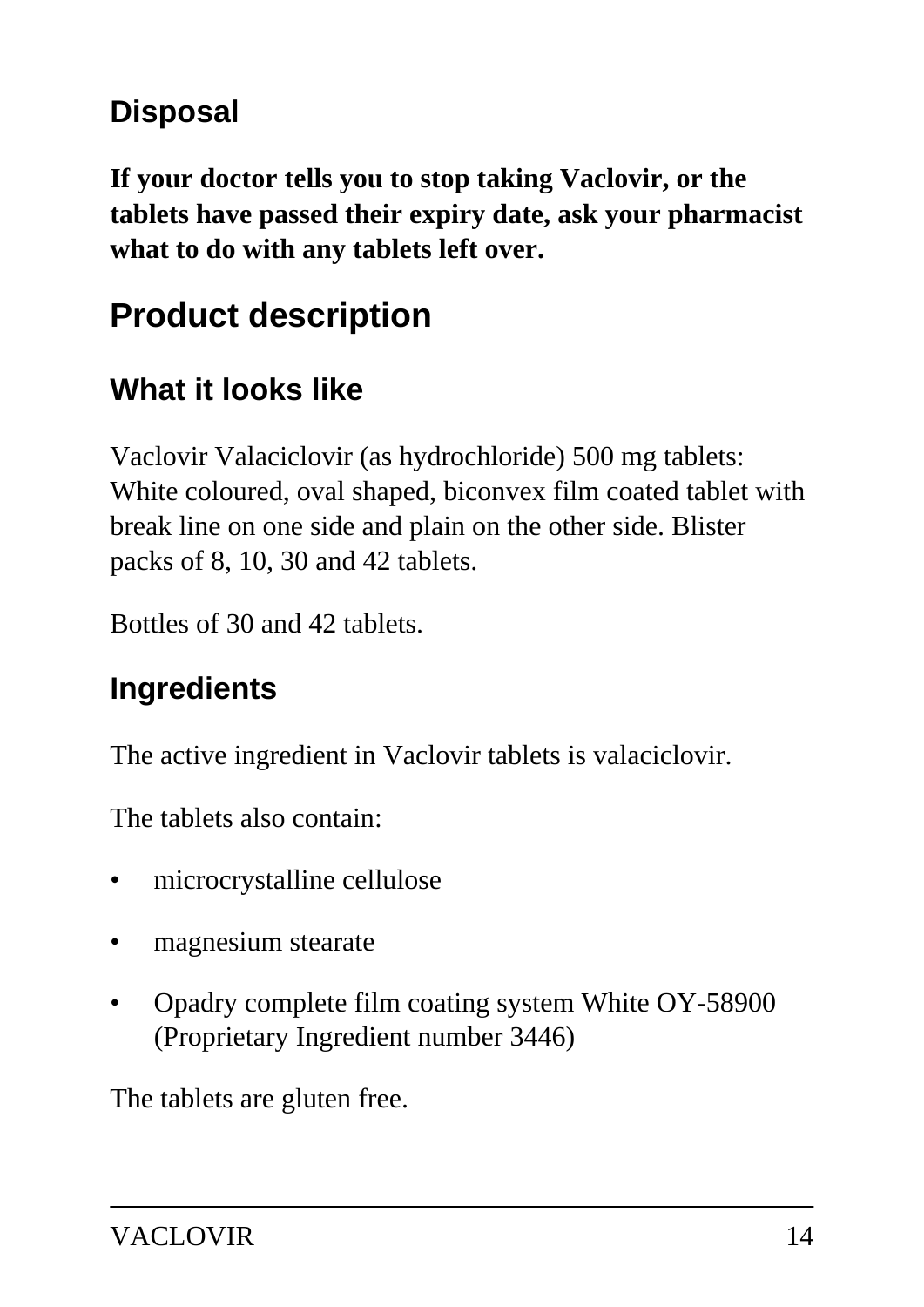### Disposal

**If your doctor tells you to stop taking Vaclovir, or the tablets have passed their expiry date, ask your pharmacist what to do with any tablets left over.**

## Product description

### What it looks like

Vaclovir Valaciclovir (as hydrochloride) 500 mg tablets: White coloured, oval shaped, biconvex film coated tablet with break line on one side and plain on the other side. Blister packs of 8, 10, 30 and 42 tablets.

Bottles of 30 and 42 tablets.

### Ingredients

The active ingredient in Vaclovir tablets is valaciclovir.

The tablets also contain:

- microcrystalline cellulose
- magnesium stearate
- Opadry complete film coating system White OY-58900 (Proprietary Ingredient number 3446)

The tablets are gluten free.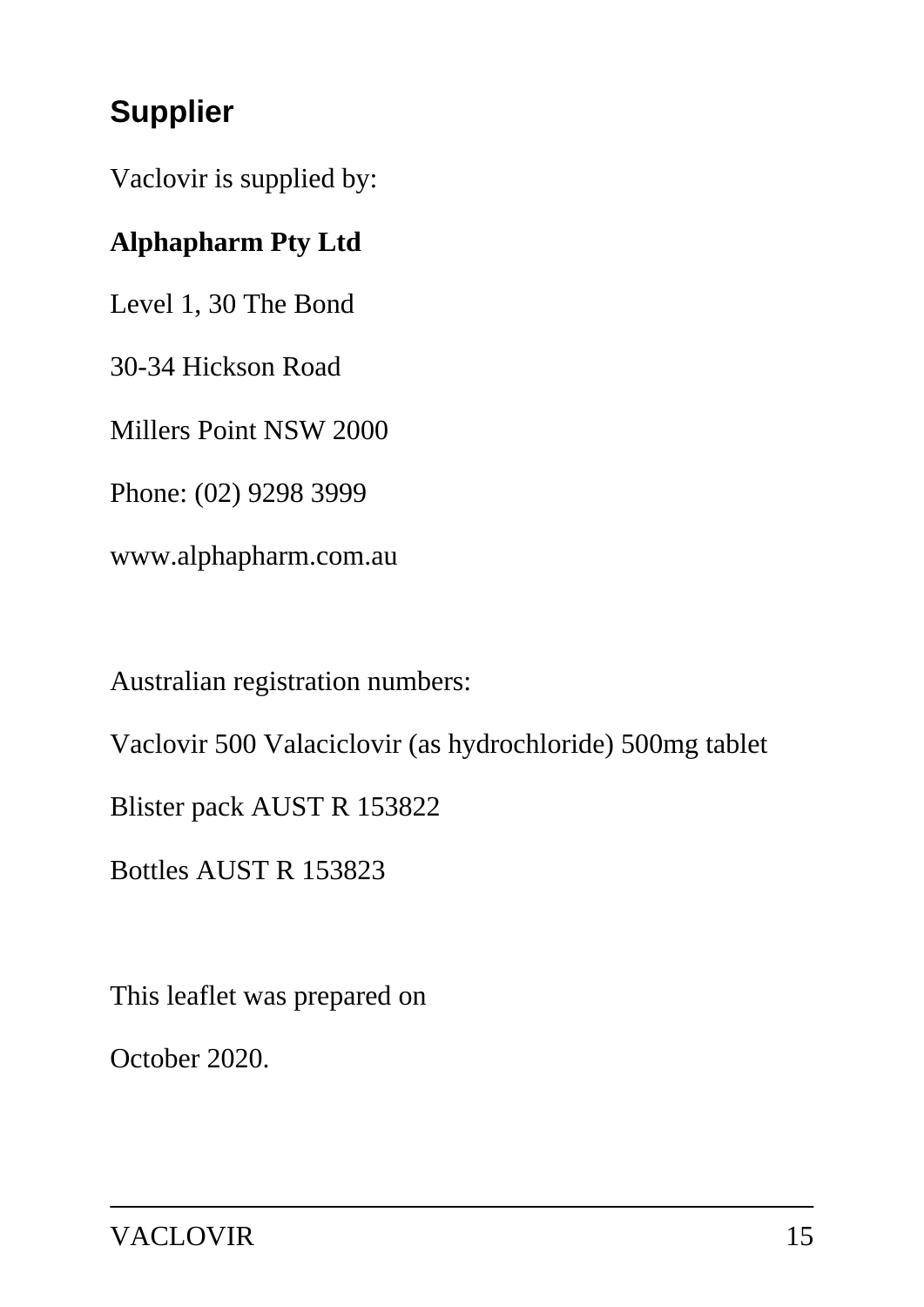## Supplier

Vaclovir is supplied by:

**Alphapharm Pty Ltd**

Level 1, 30 The Bond

30-34 Hickson Road

Millers Point NSW 2000

Phone: (02) 9298 3999

www.alphapharm.com.au

Australian registration numbers:

Vaclovir 500 Valaciclovir (as hydrochloride) 500mg tablet

Blister pack AUST R 153822

Bottles AUST R 153823

This leaflet was prepared on

October 2020.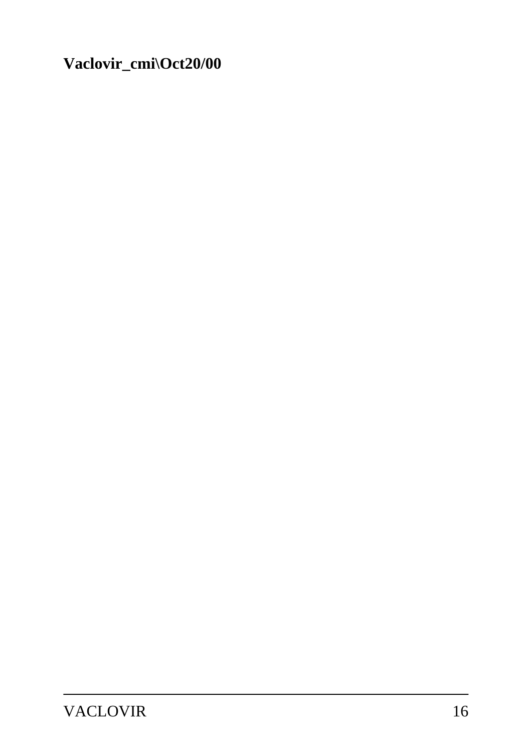**Vaclovir_cmi\Oct20/00**